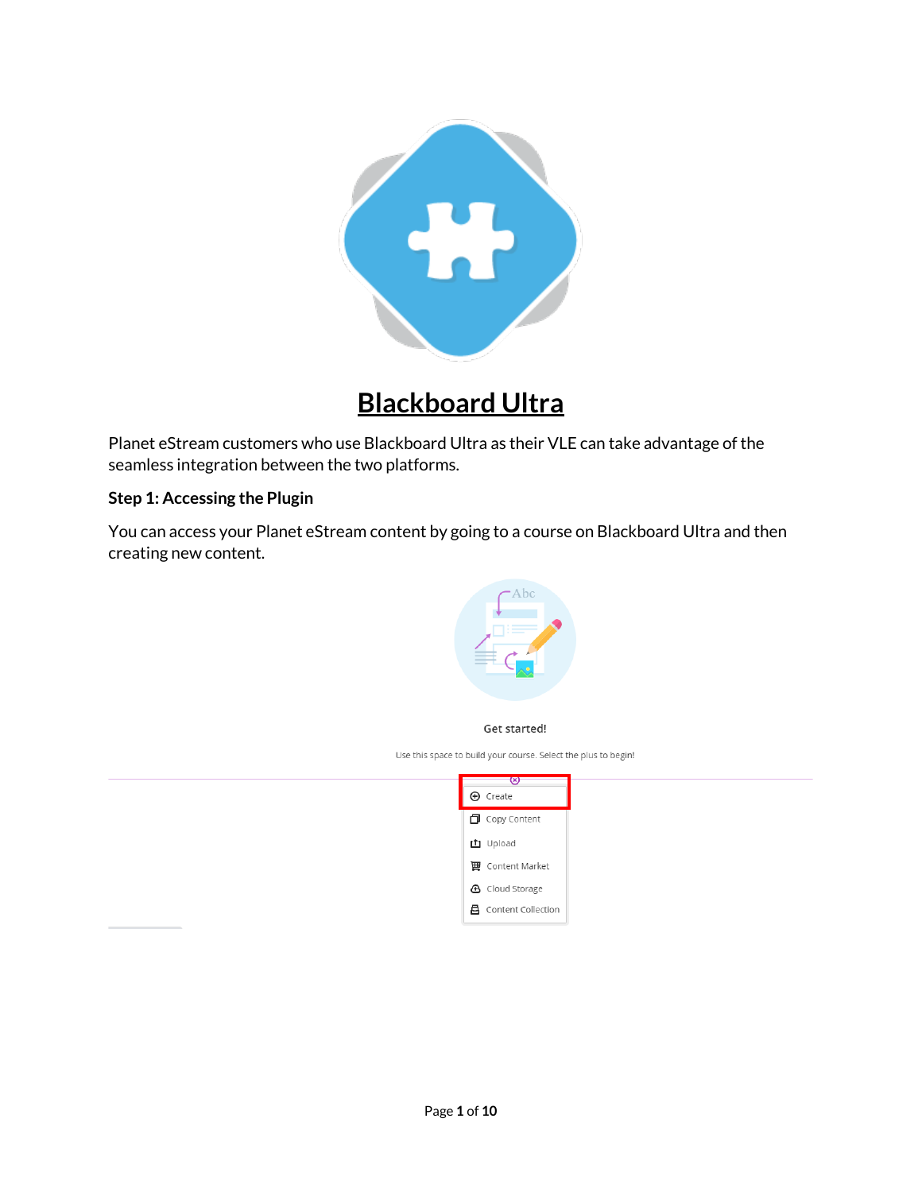# Blackboard Ultra

Planet eStream customers who use Blackboard Ultra as their VLE can take advantage of the seamless integration between the two platforms.

**Step 1: Accessing the Plugin**

You can access your Planet eStream content by going to a course on Blackboard Ultra and then creating new content.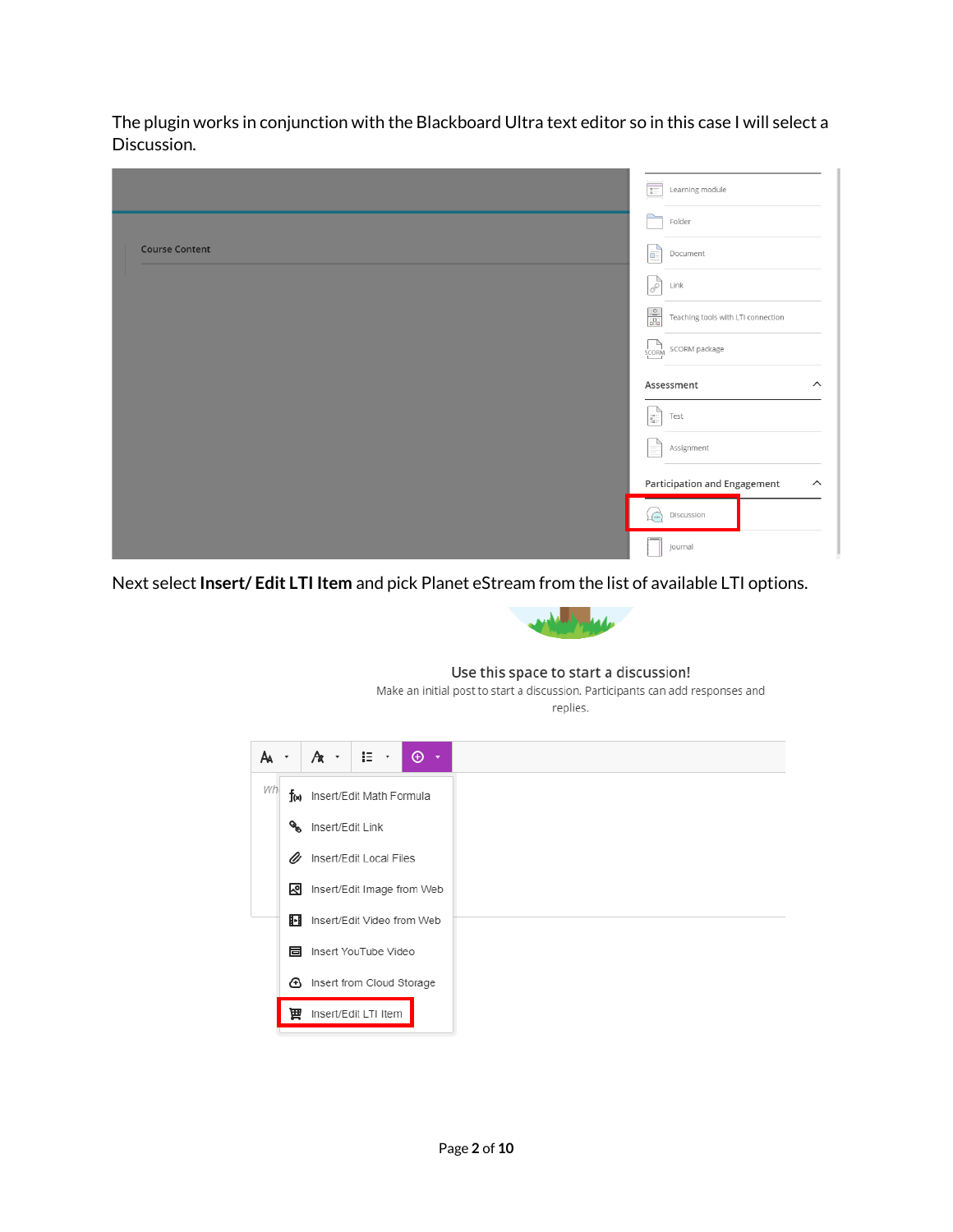The plugin works in conjunction with the Blackboard Ultra text editor so in this case I will select a Discussion.

Next select **Insert/ Edit LTI Item** and pick Planet eStream from the list of available LTI options.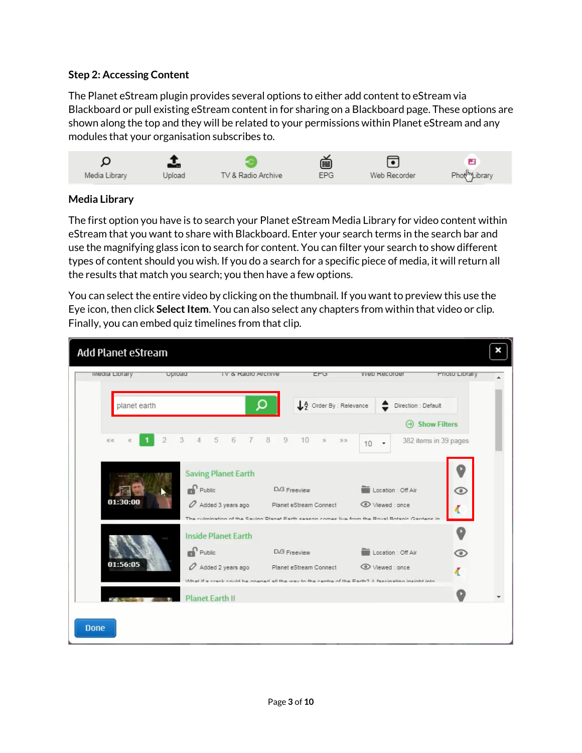### Step 2: Accessing Content

The Planet eStream plugin provides several options to either add content to eStream via Blackboard or pull existing eStream content in for sharing on a Blackboard page. These options are shown along the top and they will be related to your permissions within Planet eStream and any modules that your organisation subscribes to.

### Media Library

The first option you have is to search your Planet eStream Media Library for video content within eStream that you want to share with Blackboard. Enter your search terms in the search bar and use the magnifying glass icon to search for content. You can filter your search to show different types of content should you wish. If you do a search for a specific piece of media, it will return all the results that match you search; you then have a few options.

You can select the entire video by clicking on the thumbnail. If you want to preview this use the Eye icon, then click **Select Item**. You can also select any chapters from within that video or clip. Finally, you can embed quiz timelines from that clip.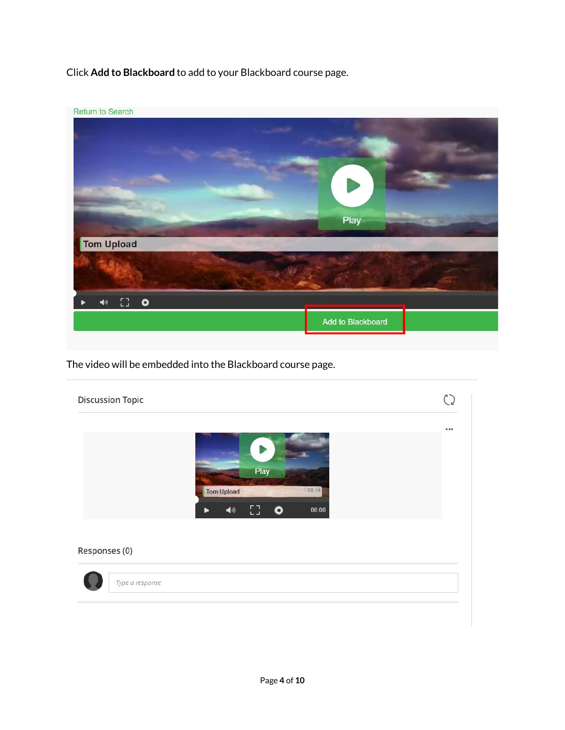Click **Add to Blackboard** to add to your Blackboard course page.

The video will be embedded into the Blackboard course page.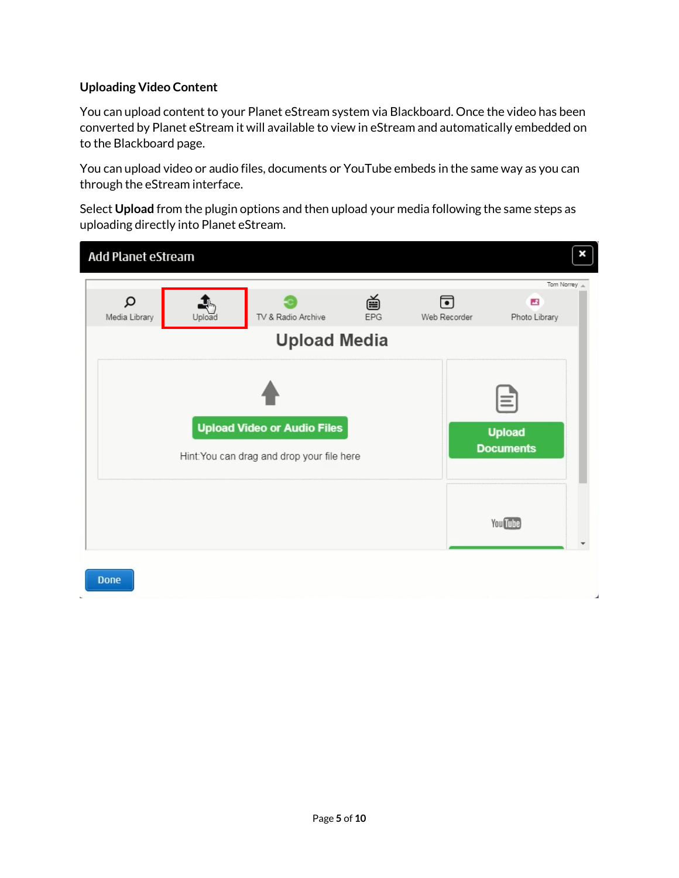### Uploading Video Content

You can upload content to your Planet eStream system via Blackboard. Once the video has been converted by Planet eStream it will available to view in eStream and automatically embedded on to the Blackboard page.

You can upload video or audio files, documents or YouTube embeds in the same way as you can through the eStream interface.

Select **Upload** from the plugin options and then upload your media following the same steps as uploading directly into Planet eStream.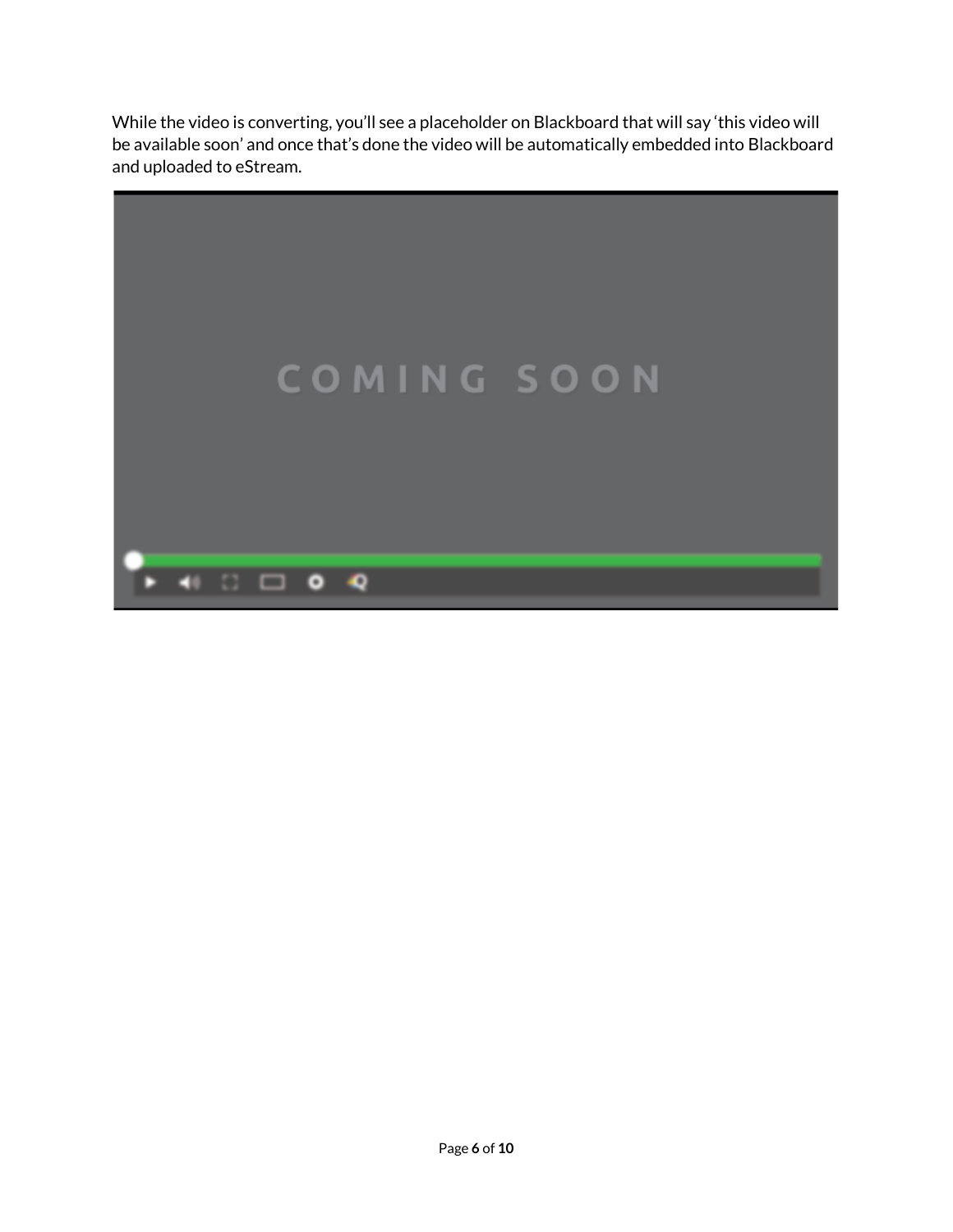While the video is converting, you'll see a placeholder on Blackboard that will say 'this video will be available soon' and once that's done the video will be automatically embedded into Blackboard and uploaded to eStream.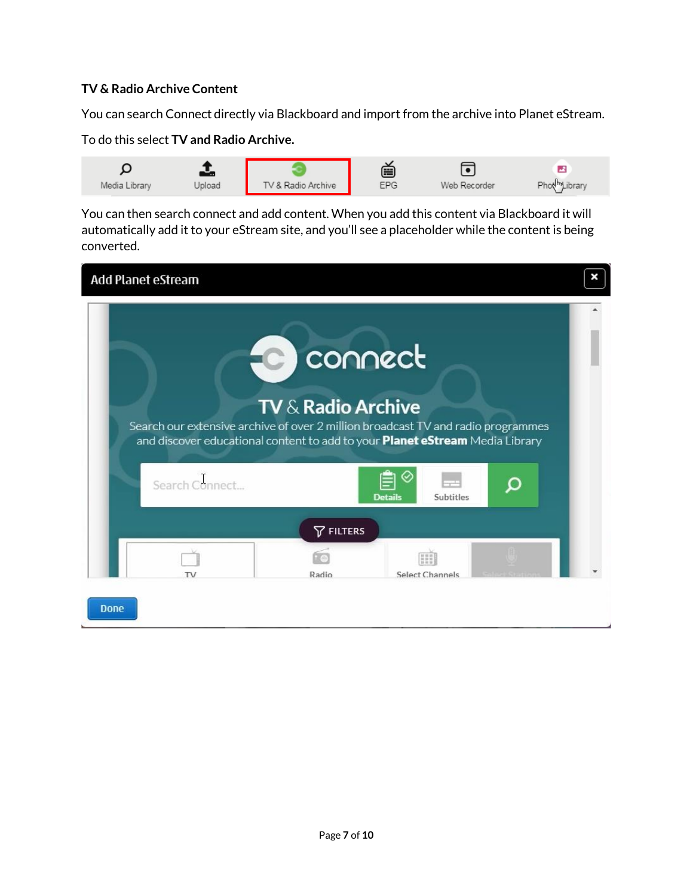**TV & Radio Archive Content**

You can search Connect directly via Blackboard and import from the archive into Planet eStream.

To do this select **TV and Radio Archive.**

You can then search connect and add content. When you add this content via Blackboard it will automatically add it to your eStream site, and you'll see a placeholder while the content is being converted.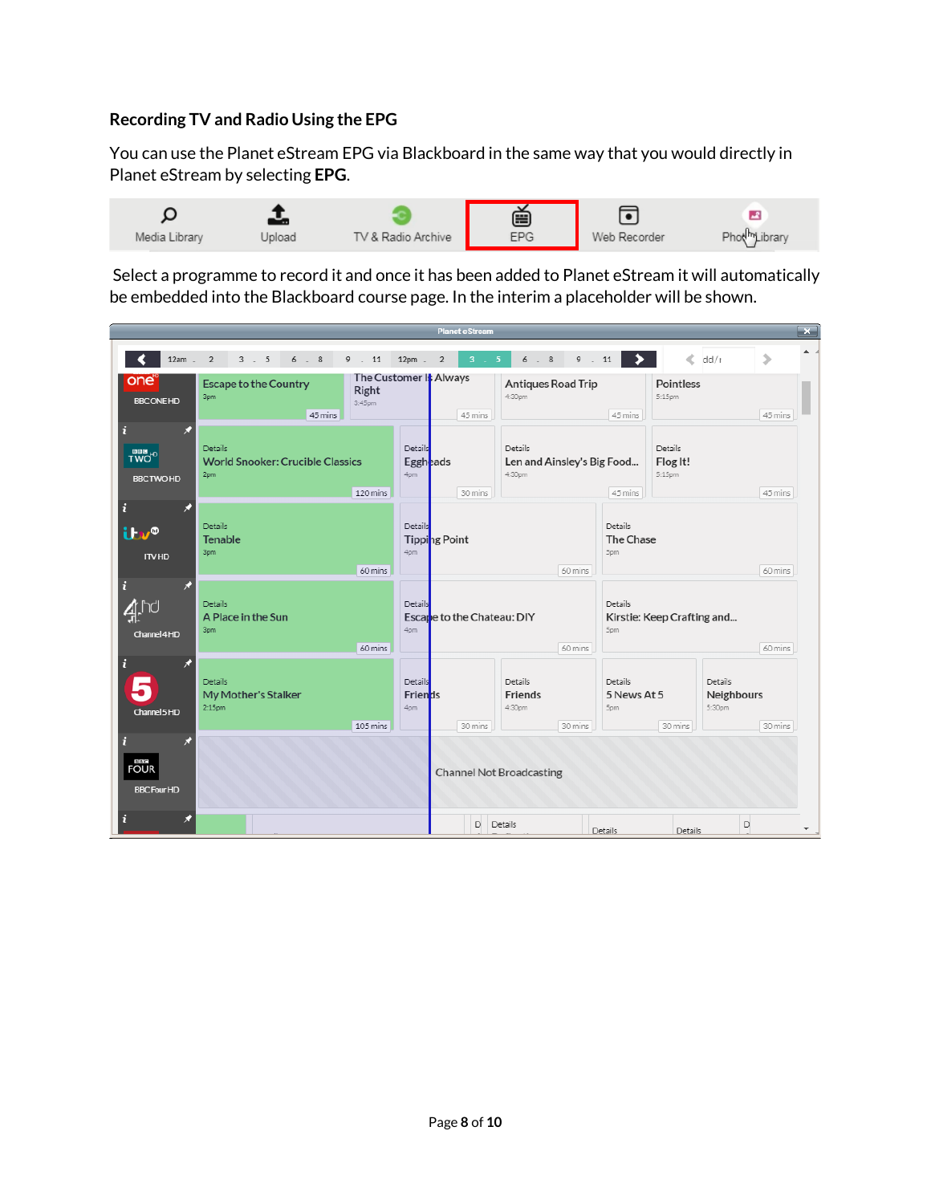### Recording TV and Radio Using the EPG

You can use the Planet eStream EPG via Blackboard in the same way that you would directly in Planet eStream by selecting **EPG**.

Select a programme to record it and once it has been added to Planet eStream it will automatically be embedded into the Blackboard course page. In the interim a placeholder will be shown.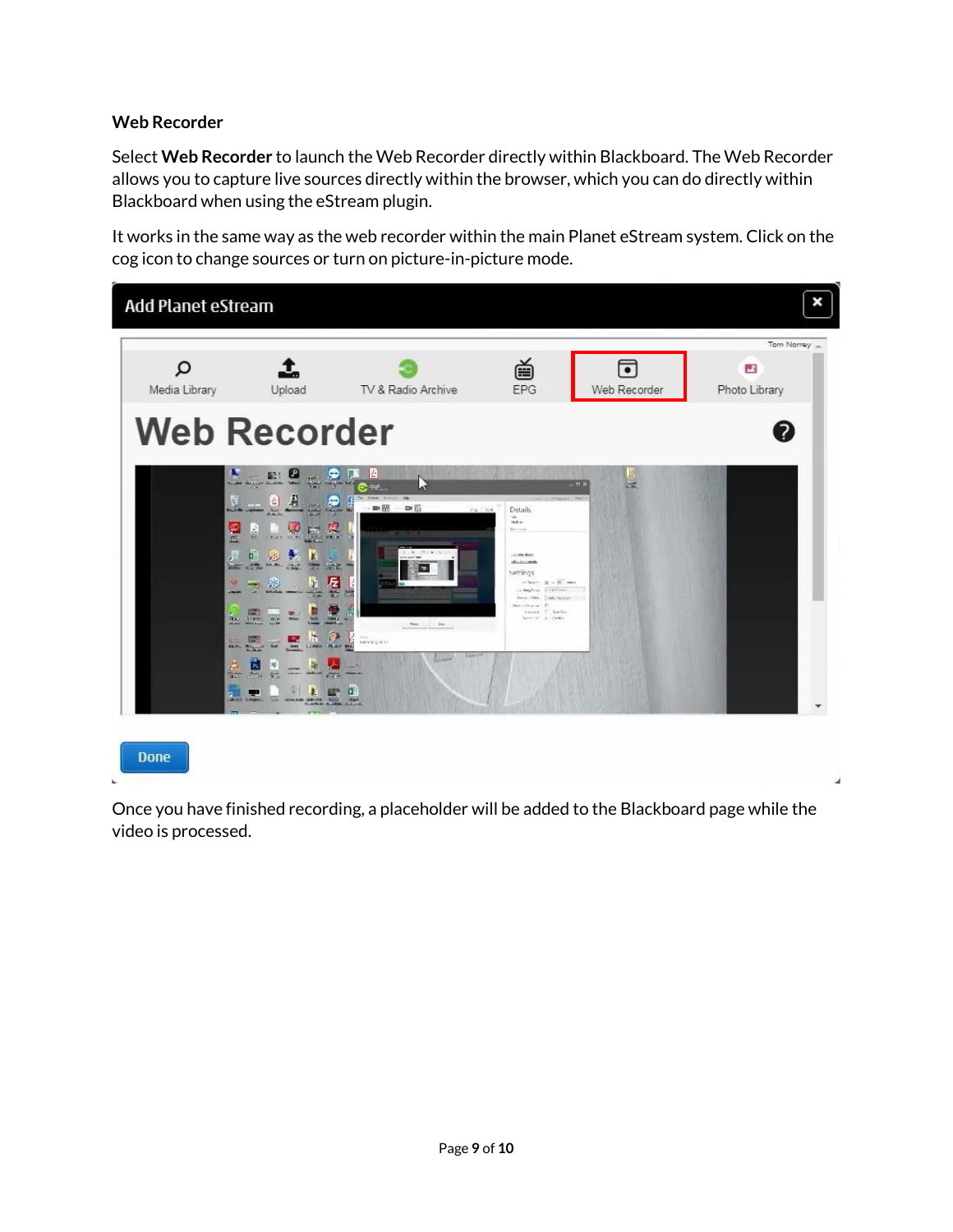**Web Recorder**

Select **Web Recorder** to launch the Web Recorder directly within Blackboard. The Web Recorder allows you to capture live sources directly within the browser, which you can do directly within Blackboard when using the eStream plugin.

It works in the same way as the web recorder within the main Planet eStream system. Click on the cog icon to change sources or turn on picture-in-picture mode.

Once you have finished recording, a placeholder will be added to the Blackboard page while the video is processed.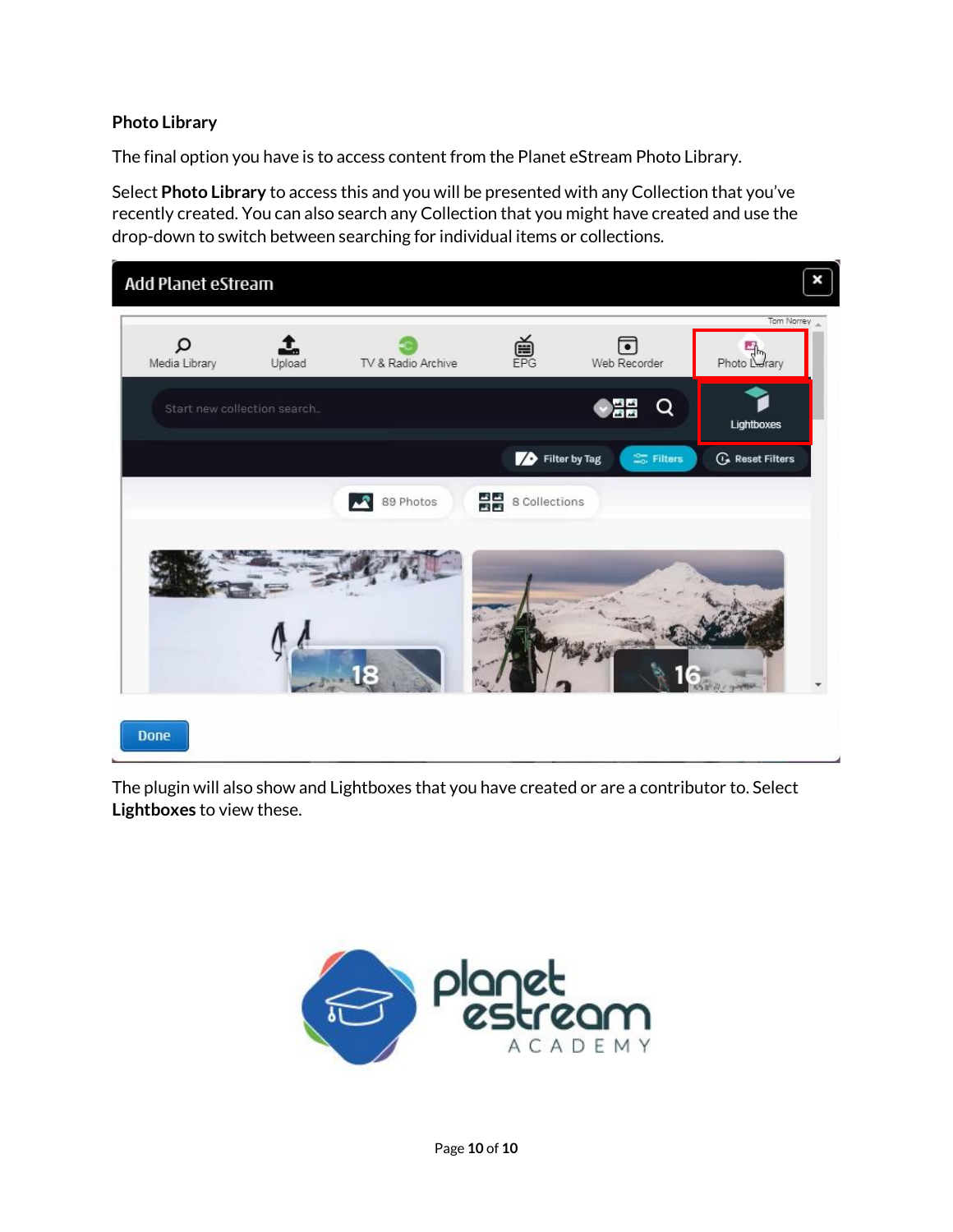**Photo Library**

The final option you have is to access content from the Planet eStream Photo Library.

Select **Photo Library** to access this and you will be presented with any Collection that you've recently created. You can also search any Collection that you might have created and use the drop-down to switch between searching for individual items or collections.

The plugin will also show and Lightboxes that you have created or are a contributor to. Select **Lightboxes** to view these.